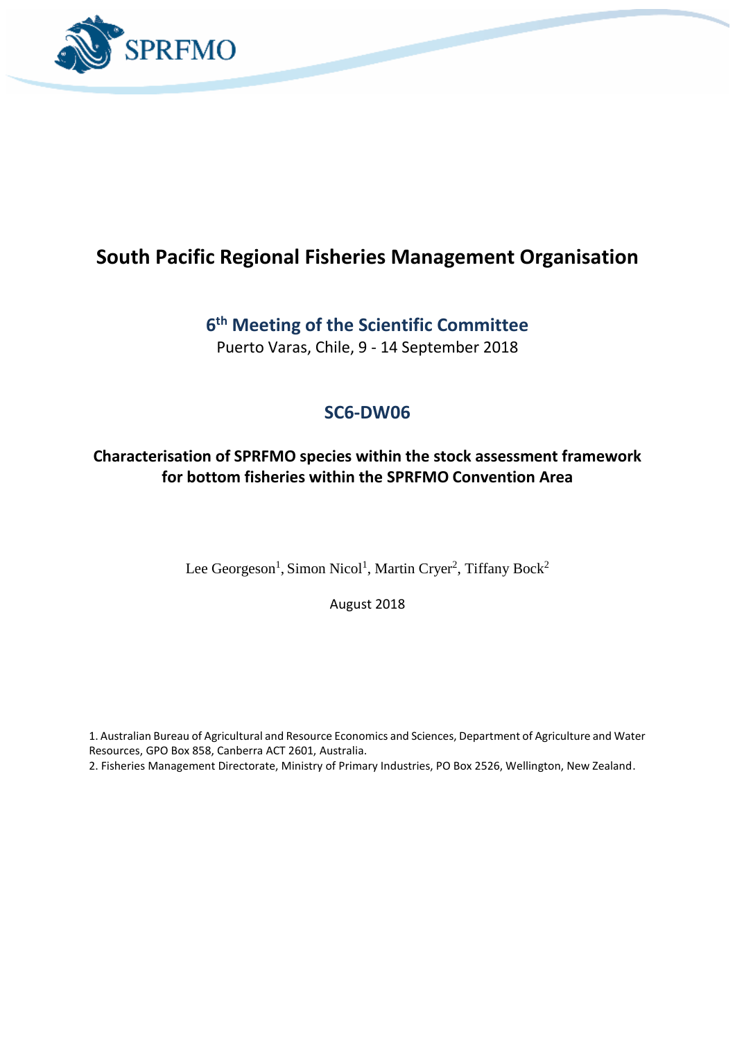# South Pacific Regional Fisheries Management Organisation

## 6th Meeting of the Scientific Committee

Puerto Varas, Chile, 9 - 14 September 2018

## SC6-DW06

### Characterisation of SPRFMO species within the stock assessment framework for bottom fisheries within the SPRFMO Convention Area

Lee Georgeson[1], Simon Nicol[1], Martin Cryer[2], Tiffany Bock[2]

August 2018

1. Australian Bureau of Agricultural and Resource Economics and Sciences, Department of Agriculture and Water Resources, GPO Box 858, Canberra ACT 2601, Australia.
2. Fisheries Management Directorate, Ministry of Primary Industries, PO Box 2526, Wellington, New Zealand.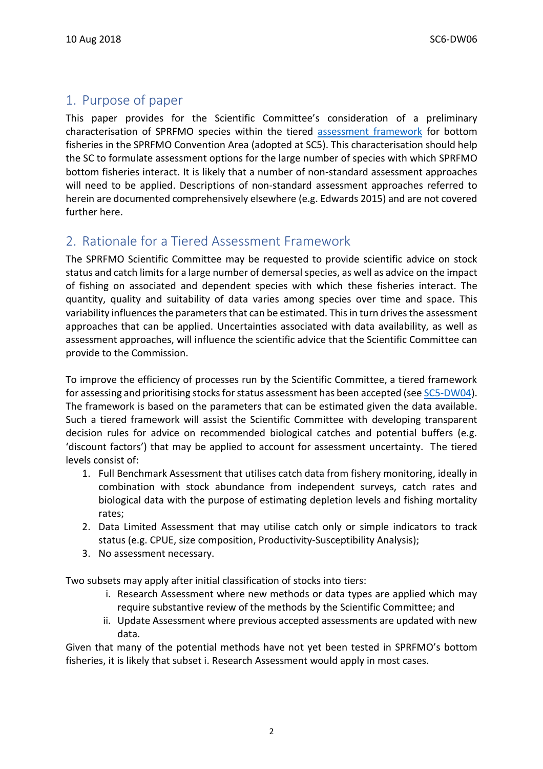## 1. Purpose of paper

This paper provides for the Scientific Committee's consideration of a preliminary characterisation of SPRFMO species within the tiered assessment framework for bottom fisheries in the SPRFMO Convention Area (adopted at SC5). This characterisation should help the SC to formulate assessment options for the large number of species with which SPRFMO bottom fisheries interact. It is likely that a number of non-standard assessment approaches will need to be applied. Descriptions of non-standard assessment approaches referred to herein are documented comprehensively elsewhere (e.g. Edwards 2015) and are not covered further here.

## 2. Rationale for a Tiered Assessment Framework

The SPRFMO Scientific Committee may be requested to provide scientific advice on stock status and catch limits for a large number of demersal species, as well as advice on the impact of fishing on associated and dependent species with which these fisheries interact. The quantity, quality and suitability of data varies among species over time and space. This variability influences the parameters that can be estimated. This in turn drives the assessment approaches that can be applied. Uncertainties associated with data availability, as well as assessment approaches, will influence the scientific advice that the Scientific Committee can provide to the Commission.

To improve the efficiency of processes run by the Scientific Committee, a tiered framework for assessing and prioritising stocks for status assessment has been accepted (see SC5-DW04). The framework is based on the parameters that can be estimated given the data available. Such a tiered framework will assist the Scientific Committee with developing transparent decision rules for advice on recommended biological catches and potential buffers (e.g. 'discount factors') that may be applied to account for assessment uncertainty. The tiered levels consist of:

1. Full Benchmark Assessment that utilises catch data from fishery monitoring, ideally in combination with stock abundance from independent surveys, catch rates and biological data with the purpose of estimating depletion levels and fishing mortality rates;
2. Data Limited Assessment that may utilise catch only or simple indicators to track status (e.g. CPUE, size composition, Productivity-Susceptibility Analysis);
3. No assessment necessary.

Two subsets may apply after initial classification of stocks into tiers:

i. Research Assessment where new methods or data types are applied which may require substantive review of the methods by the Scientific Committee; and
ii. Update Assessment where previous accepted assessments are updated with new data.

Given that many of the potential methods have not yet been tested in SPRFMO's bottom fisheries, it is likely that subset i. Research Assessment would apply in most cases.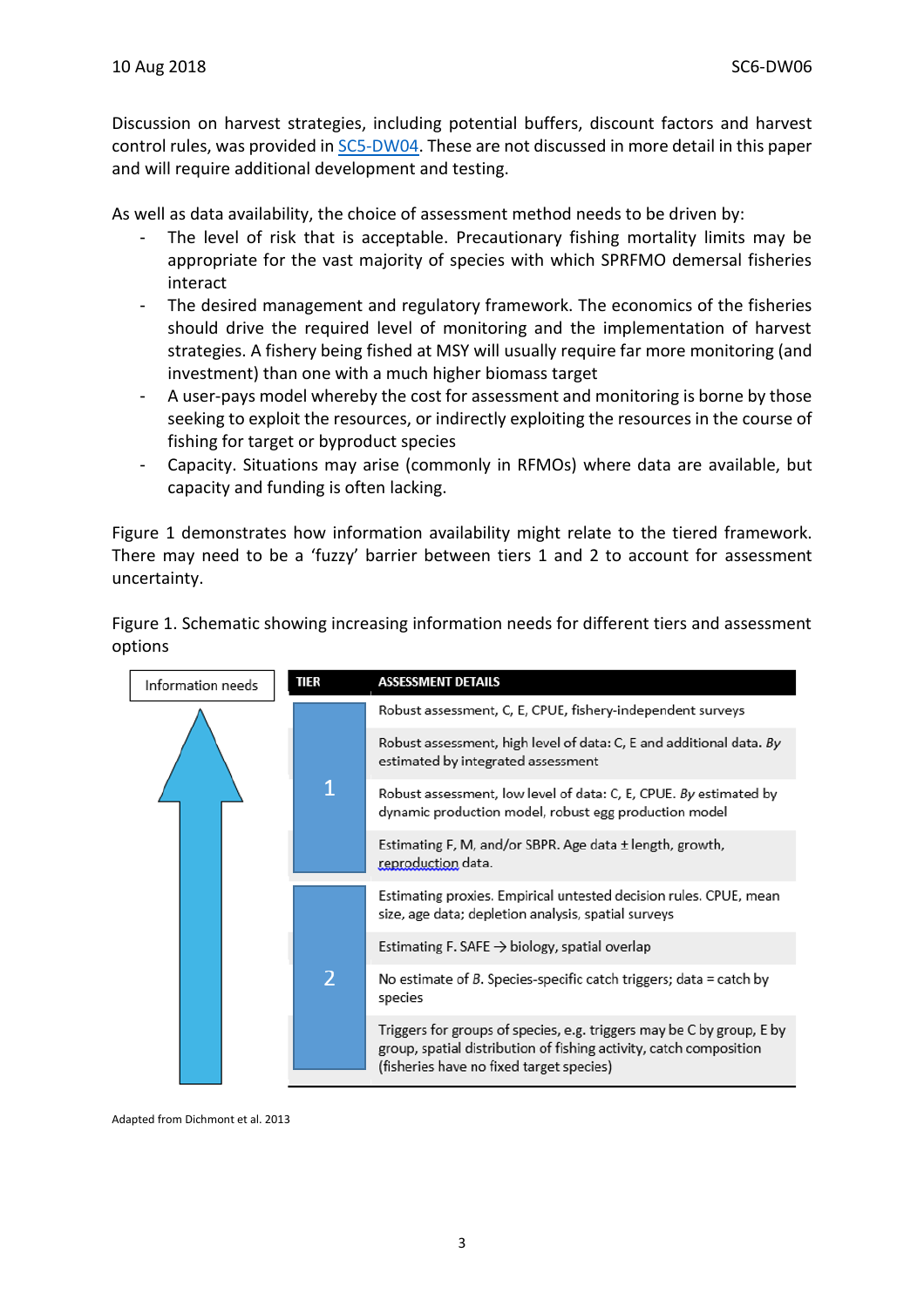Discussion on harvest strategies, including potential buffers, discount factors and harvest control rules, was provided in SC5-DW04. These are not discussed in more detail in this paper and will require additional development and testing.

As well as data availability, the choice of assessment method needs to be driven by:

- The level of risk that is acceptable. Precautionary fishing mortality limits may be appropriate for the vast majority of species with which SPRFMO demersal fisheries interact
- The desired management and regulatory framework. The economics of the fisheries should drive the required level of monitoring and the implementation of harvest strategies. A fishery being fished at MSY will usually require far more monitoring (and investment) than one with a much higher biomass target
- A user-pays model whereby the cost for assessment and monitoring is borne by those seeking to exploit the resources, or indirectly exploiting the resources in the course of fishing for target or byproduct species
- Capacity. Situations may arise (commonly in RFMOs) where data are available, but capacity and funding is often lacking.

Figure 1 demonstrates how information availability might relate to the tiered framework. There may need to be a 'fuzzy' barrier between tiers 1 and 2 to account for assessment uncertainty.

Figure 1. Schematic showing increasing information needs for different tiers and assessment options

Information needs (increasing upward)

| TIER | ASSESSMENT DETAILS |
|---|---|
| 1 | Robust assessment, C, E, CPUE, fishery-independent surveys |
| | Robust assessment, high level of data: C, E and additional data. *By* estimated by integrated assessment |
| | Robust assessment, low level of data: C, E, CPUE. *By* estimated by dynamic production model, robust egg production model |
| | Estimating F, M, and/or SBPR. Age data ± length, growth, reproduction data. |
| 2 | Estimating proxies. Empirical untested decision rules. CPUE, mean size, age data; depletion analysis, spatial surveys |
| | Estimating F. SAFE → biology, spatial overlap |
| | No estimate of *B*. Species-specific catch triggers; data = catch by species |
| | Triggers for groups of species, e.g. triggers may be C by group, E by group, spatial distribution of fishing activity, catch composition (fisheries have no fixed target species) |

Adapted from Dichmont et al. 2013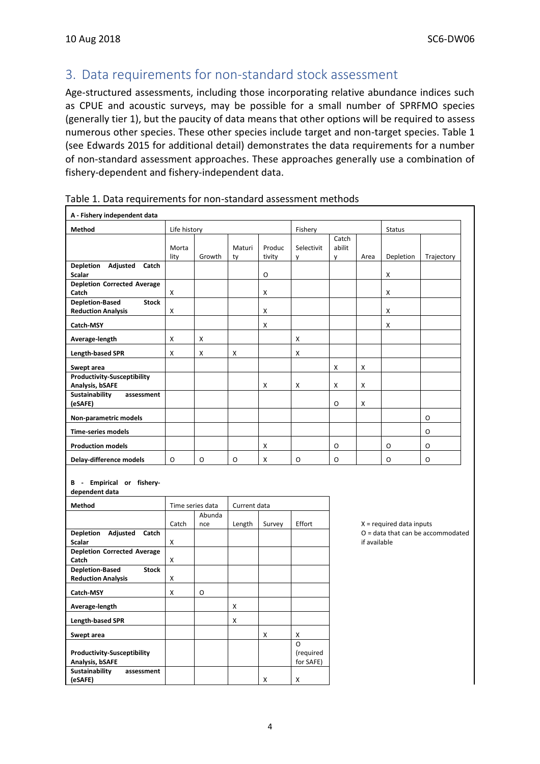## 3. Data requirements for non-standard stock assessment

Age-structured assessments, including those incorporating relative abundance indices such as CPUE and acoustic surveys, may be possible for a small number of SPRFMO species (generally tier 1), but the paucity of data means that other options will be required to assess numerous other species. These other species include target and non-target species. Table 1 (see Edwards 2015 for additional detail) demonstrates the data requirements for a number of non-standard assessment approaches. These approaches generally use a combination of fishery-dependent and fishery-independent data.

Table 1. Data requirements for non-standard assessment methods

**A - Fishery independent data**

| Method | Life history | | | | Fishery | | | Status | |
|---|---|---|---|---|---|---|---|---|---|
| | Mortality | Growth | Maturity | Productivity | Selectivity | Catchability | Area | Depletion | Trajectory |
| **Depletion Adjusted Catch Scalar** | | | | O | | | | X | |
| **Depletion Corrected Average Catch** | X | | | X | | | | X | |
| **Depletion-Based Stock Reduction Analysis** | X | | | X | | | | X | |
| **Catch-MSY** | | | | X | | | | X | |
| **Average-length** | X | X | | | X | | | | |
| **Length-based SPR** | X | X | X | | X | | | | |
| **Swept area** | | | | | | X | X | | |
| **Productivity-Susceptibility Analysis, bSAFE** | | | | X | X | X | X | | |
| **Sustainability assessment (eSAFE)** | | | | | | O | X | | |
| **Non-parametric models** | | | | | | | | | O |
| **Time-series models** | | | | | | | | | O |
| **Production models** | | | | X | | O | | O | O |
| **Delay-difference models** | O | O | O | X | O | O | | O | O |

**B - Empirical or fishery-dependent data**

| Method | Time series data | | Current data | | |
|---|---|---|---|---|---|
| | Catch | Abundance | Length | Survey | Effort |
| **Depletion Adjusted Catch Scalar** | X | | | | |
| **Depletion Corrected Average Catch** | X | | | | |
| **Depletion-Based Stock Reduction Analysis** | X | | | | |
| **Catch-MSY** | X | O | | | |
| **Average-length** | | | X | | |
| **Length-based SPR** | | | X | | |
| **Swept area** | | | | X | X |
| **Productivity-Susceptibility Analysis, bSAFE** | | | | | O (required for SAFE) |
| **Sustainability assessment (eSAFE)** | | | | X | X |

X = required data inputs
O = data that can be accommodated if available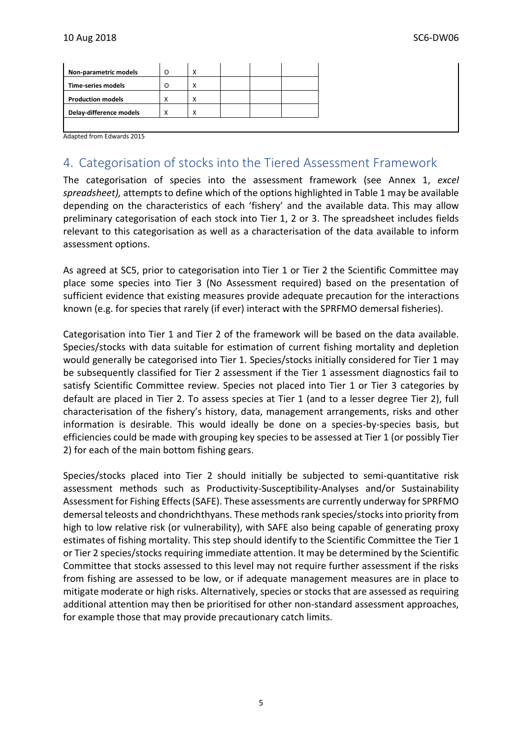| | | | | | |
|---|---|---|---|---|---|
| **Non-parametric models** | O | X | | | |
| **Time-series models** | O | X | | | |
| **Production models** | X | X | | | |
| **Delay-difference models** | X | X | | | |

Adapted from Edwards 2015

# 4. Categorisation of stocks into the Tiered Assessment Framework

The categorisation of species into the assessment framework (see Annex 1, *excel spreadsheet),* attempts to define which of the options highlighted in Table 1 may be available depending on the characteristics of each 'fishery' and the available data. This may allow preliminary categorisation of each stock into Tier 1, 2 or 3. The spreadsheet includes fields relevant to this categorisation as well as a characterisation of the data available to inform assessment options.

As agreed at SC5, prior to categorisation into Tier 1 or Tier 2 the Scientific Committee may place some species into Tier 3 (No Assessment required) based on the presentation of sufficient evidence that existing measures provide adequate precaution for the interactions known (e.g. for species that rarely (if ever) interact with the SPRFMO demersal fisheries).

Categorisation into Tier 1 and Tier 2 of the framework will be based on the data available. Species/stocks with data suitable for estimation of current fishing mortality and depletion would generally be categorised into Tier 1. Species/stocks initially considered for Tier 1 may be subsequently classified for Tier 2 assessment if the Tier 1 assessment diagnostics fail to satisfy Scientific Committee review. Species not placed into Tier 1 or Tier 3 categories by default are placed in Tier 2. To assess species at Tier 1 (and to a lesser degree Tier 2), full characterisation of the fishery's history, data, management arrangements, risks and other information is desirable. This would ideally be done on a species-by-species basis, but efficiencies could be made with grouping key species to be assessed at Tier 1 (or possibly Tier 2) for each of the main bottom fishing gears.

Species/stocks placed into Tier 2 should initially be subjected to semi-quantitative risk assessment methods such as Productivity-Susceptibility-Analyses and/or Sustainability Assessment for Fishing Effects (SAFE). These assessments are currently underway for SPRFMO demersal teleosts and chondrichthyans. These methods rank species/stocks into priority from high to low relative risk (or vulnerability), with SAFE also being capable of generating proxy estimates of fishing mortality. This step should identify to the Scientific Committee the Tier 1 or Tier 2 species/stocks requiring immediate attention. It may be determined by the Scientific Committee that stocks assessed to this level may not require further assessment if the risks from fishing are assessed to be low, or if adequate management measures are in place to mitigate moderate or high risks. Alternatively, species or stocks that are assessed as requiring additional attention may then be prioritised for other non-standard assessment approaches, for example those that may provide precautionary catch limits.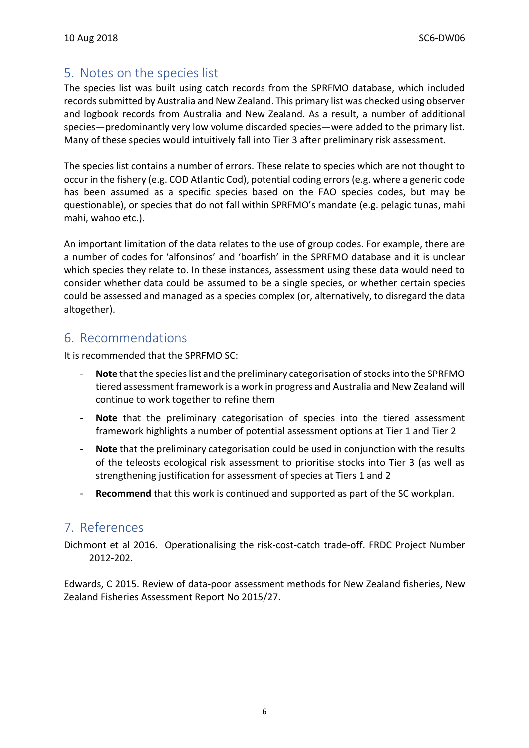## 5. Notes on the species list

The species list was built using catch records from the SPRFMO database, which included records submitted by Australia and New Zealand. This primary list was checked using observer and logbook records from Australia and New Zealand. As a result, a number of additional species—predominantly very low volume discarded species—were added to the primary list. Many of these species would intuitively fall into Tier 3 after preliminary risk assessment.

The species list contains a number of errors. These relate to species which are not thought to occur in the fishery (e.g. COD Atlantic Cod), potential coding errors (e.g. where a generic code has been assumed as a specific species based on the FAO species codes, but may be questionable), or species that do not fall within SPRFMO's mandate (e.g. pelagic tunas, mahi mahi, wahoo etc.).

An important limitation of the data relates to the use of group codes. For example, there are a number of codes for 'alfonsinos' and 'boarfish' in the SPRFMO database and it is unclear which species they relate to. In these instances, assessment using these data would need to consider whether data could be assumed to be a single species, or whether certain species could be assessed and managed as a species complex (or, alternatively, to disregard the data altogether).

## 6. Recommendations

It is recommended that the SPRFMO SC:

- **Note** that the species list and the preliminary categorisation of stocks into the SPRFMO tiered assessment framework is a work in progress and Australia and New Zealand will continue to work together to refine them
- **Note** that the preliminary categorisation of species into the tiered assessment framework highlights a number of potential assessment options at Tier 1 and Tier 2
- **Note** that the preliminary categorisation could be used in conjunction with the results of the teleosts ecological risk assessment to prioritise stocks into Tier 3 (as well as strengthening justification for assessment of species at Tiers 1 and 2
- **Recommend** that this work is continued and supported as part of the SC workplan.

## 7. References

Dichmont et al 2016. Operationalising the risk-cost-catch trade-off. FRDC Project Number 2012-202.

Edwards, C 2015. Review of data-poor assessment methods for New Zealand fisheries, New Zealand Fisheries Assessment Report No 2015/27.